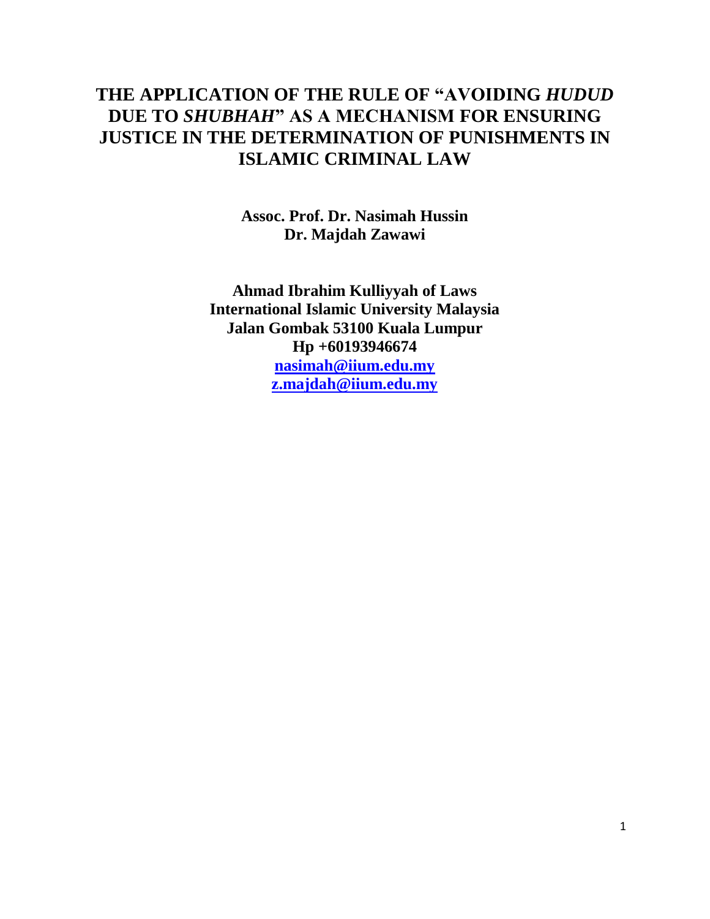# THE APPLICATION OF THE RULE OF "AVOIDING *HUDUD* DUE TO *SHUBHAH*" AS A MECHANISM FOR ENSURING JUSTICE IN THE DETERMINATION OF PUNISHMENTS IN ISLAMIC CRIMINAL LAW

**Assoc. Prof. Dr. Nasimah Hussin**
**Dr. Majdah Zawawi**

**Ahmad Ibrahim Kulliyyah of Laws**
**International Islamic University Malaysia**
**Jalan Gombak 53100 Kuala Lumpur**
**Hp +60193946674**
**nasimah@iium.edu.my**
**z.majdah@iium.edu.my**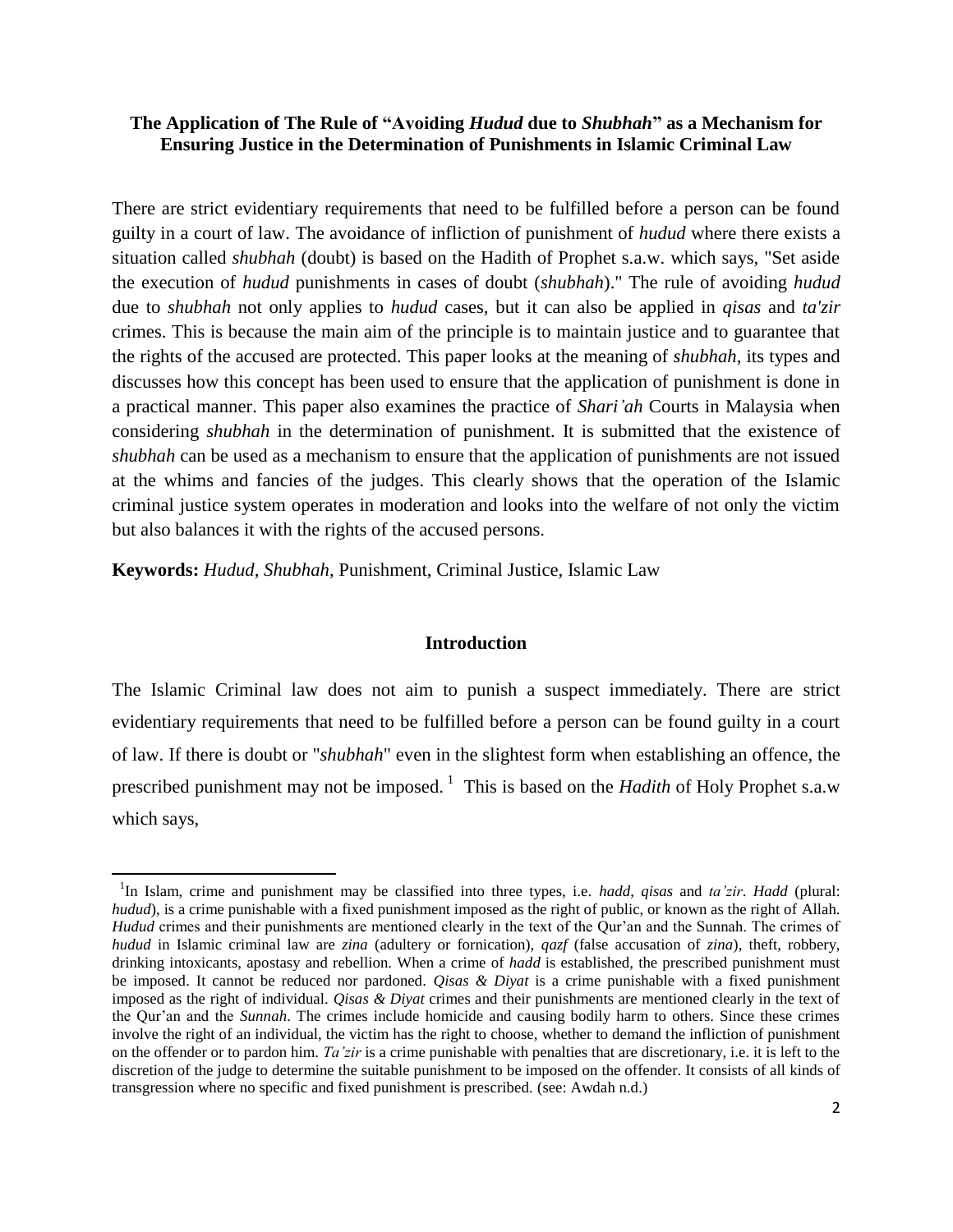**The Application of The Rule of "Avoiding *Hudud* due to *Shubhah*" as a Mechanism for Ensuring Justice in the Determination of Punishments in Islamic Criminal Law**

There are strict evidentiary requirements that need to be fulfilled before a person can be found guilty in a court of law. The avoidance of infliction of punishment of *hudud* where there exists a situation called *shubhah* (doubt) is based on the Hadith of Prophet s.a.w. which says, "Set aside the execution of *hudud* punishments in cases of doubt (*shubhah*)." The rule of avoiding *hudud* due to *shubhah* not only applies to *hudud* cases, but it can also be applied in *qisas* and *ta'zir* crimes. This is because the main aim of the principle is to maintain justice and to guarantee that the rights of the accused are protected. This paper looks at the meaning of *shubhah*, its types and discusses how this concept has been used to ensure that the application of punishment is done in a practical manner. This paper also examines the practice of *Shari'ah* Courts in Malaysia when considering *shubhah* in the determination of punishment. It is submitted that the existence of *shubhah* can be used as a mechanism to ensure that the application of punishments are not issued at the whims and fancies of the judges. This clearly shows that the operation of the Islamic criminal justice system operates in moderation and looks into the welfare of not only the victim but also balances it with the rights of the accused persons.

**Keywords:** *Hudud*, *Shubhah*, Punishment, Criminal Justice, Islamic Law

## Introduction

The Islamic Criminal law does not aim to punish a suspect immediately. There are strict evidentiary requirements that need to be fulfilled before a person can be found guilty in a court of law. If there is doubt or "*shubhah*" even in the slightest form when establishing an offence, the prescribed punishment may not be imposed.[1] This is based on the *Hadith* of Holy Prophet s.a.w which says,

[1] In Islam, crime and punishment may be classified into three types, i.e. *hadd*, *qisas* and *ta'zir*. *Hadd* (plural: *hudud*), is a crime punishable with a fixed punishment imposed as the right of public, or known as the right of Allah. *Hudud* crimes and their punishments are mentioned clearly in the text of the Qur'an and the Sunnah. The crimes of *hudud* in Islamic criminal law are *zina* (adultery or fornication), *qazf* (false accusation of *zina*), theft, robbery, drinking intoxicants, apostasy and rebellion. When a crime of *hadd* is established, the prescribed punishment must be imposed. It cannot be reduced nor pardoned. *Qisas & Diyat* is a crime punishable with a fixed punishment imposed as the right of individual. *Qisas & Diyat* crimes and their punishments are mentioned clearly in the text of the Qur'an and the *Sunnah*. The crimes include homicide and causing bodily harm to others. Since these crimes involve the right of an individual, the victim has the right to choose, whether to demand the infliction of punishment on the offender or to pardon him. *Ta'zir* is a crime punishable with penalties that are discretionary, i.e. it is left to the discretion of the judge to determine the suitable punishment to be imposed on the offender. It consists of all kinds of transgression where no specific and fixed punishment is prescribed. (see: Awdah n.d.)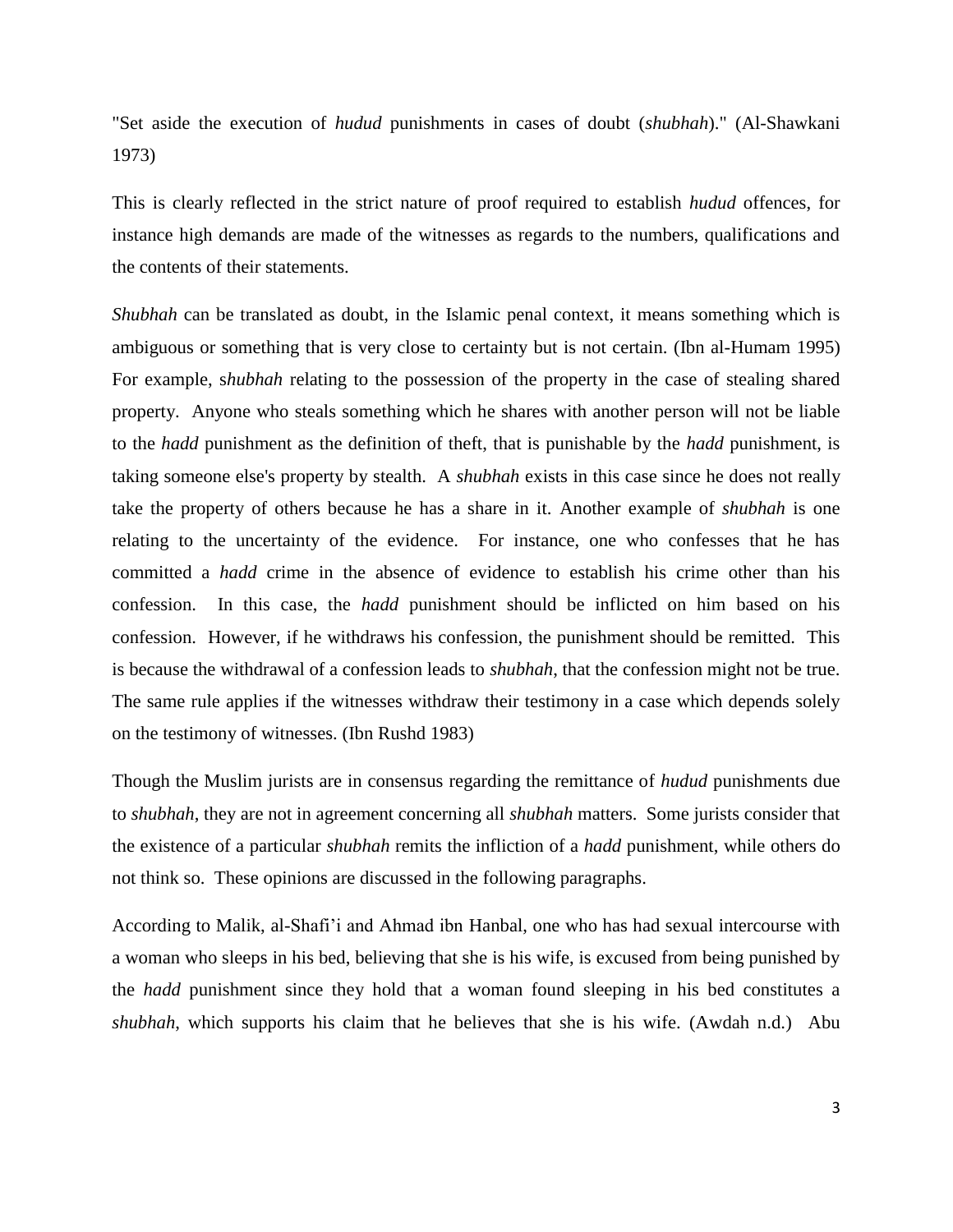"Set aside the execution of *hudud* punishments in cases of doubt (*shubhah*)." (Al-Shawkani 1973)

This is clearly reflected in the strict nature of proof required to establish *hudud* offences, for instance high demands are made of the witnesses as regards to the numbers, qualifications and the contents of their statements.

*Shubhah* can be translated as doubt, in the Islamic penal context, it means something which is ambiguous or something that is very close to certainty but is not certain. (Ibn al-Humam 1995) For example, s*hubhah* relating to the possession of the property in the case of stealing shared property. Anyone who steals something which he shares with another person will not be liable to the *hadd* punishment as the definition of theft, that is punishable by the *hadd* punishment, is taking someone else's property by stealth. A *shubhah* exists in this case since he does not really take the property of others because he has a share in it. Another example of *shubhah* is one relating to the uncertainty of the evidence. For instance, one who confesses that he has committed a *hadd* crime in the absence of evidence to establish his crime other than his confession. In this case, the *hadd* punishment should be inflicted on him based on his confession. However, if he withdraws his confession, the punishment should be remitted. This is because the withdrawal of a confession leads to *shubhah*, that the confession might not be true. The same rule applies if the witnesses withdraw their testimony in a case which depends solely on the testimony of witnesses. (Ibn Rushd 1983)

Though the Muslim jurists are in consensus regarding the remittance of *hudud* punishments due to *shubhah*, they are not in agreement concerning all *shubhah* matters. Some jurists consider that the existence of a particular *shubhah* remits the infliction of a *hadd* punishment, while others do not think so. These opinions are discussed in the following paragraphs.

According to Malik, al-Shafi'i and Ahmad ibn Hanbal, one who has had sexual intercourse with a woman who sleeps in his bed, believing that she is his wife, is excused from being punished by the *hadd* punishment since they hold that a woman found sleeping in his bed constitutes a *shubhah*, which supports his claim that he believes that she is his wife. (Awdah n.d.) Abu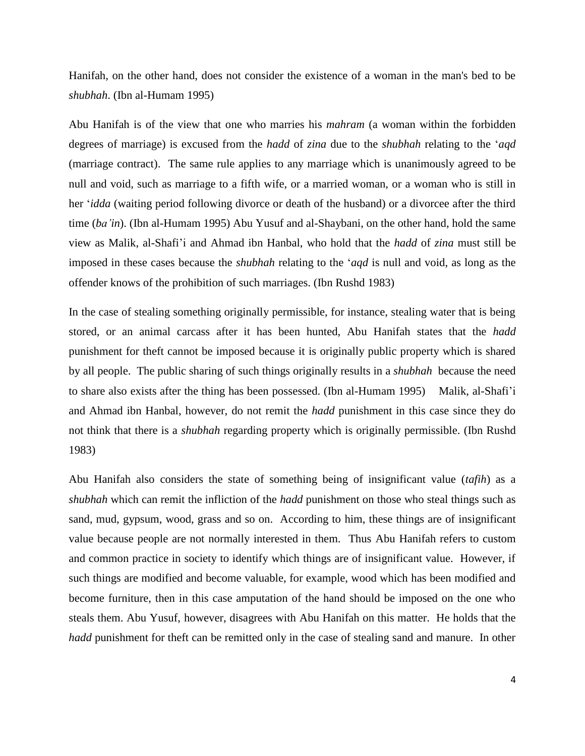Hanifah, on the other hand, does not consider the existence of a woman in the man's bed to be *shubhah*. (Ibn al-Humam 1995)

Abu Hanifah is of the view that one who marries his *mahram* (a woman within the forbidden degrees of marriage) is excused from the *hadd* of *zina* due to the *shubhah* relating to the '*aqd* (marriage contract). The same rule applies to any marriage which is unanimously agreed to be null and void, such as marriage to a fifth wife, or a married woman, or a woman who is still in her '*idda* (waiting period following divorce or death of the husband) or a divorcee after the third time (*ba'in*). (Ibn al-Humam 1995) Abu Yusuf and al-Shaybani, on the other hand, hold the same view as Malik, al-Shafi'i and Ahmad ibn Hanbal, who hold that the *hadd* of *zina* must still be imposed in these cases because the *shubhah* relating to the '*aqd* is null and void, as long as the offender knows of the prohibition of such marriages. (Ibn Rushd 1983)

In the case of stealing something originally permissible, for instance, stealing water that is being stored, or an animal carcass after it has been hunted, Abu Hanifah states that the *hadd* punishment for theft cannot be imposed because it is originally public property which is shared by all people. The public sharing of such things originally results in a *shubhah* because the need to share also exists after the thing has been possessed. (Ibn al-Humam 1995) Malik, al-Shafi'i and Ahmad ibn Hanbal, however, do not remit the *hadd* punishment in this case since they do not think that there is a *shubhah* regarding property which is originally permissible. (Ibn Rushd 1983)

Abu Hanifah also considers the state of something being of insignificant value (*tafih*) as a *shubhah* which can remit the infliction of the *hadd* punishment on those who steal things such as sand, mud, gypsum, wood, grass and so on. According to him, these things are of insignificant value because people are not normally interested in them. Thus Abu Hanifah refers to custom and common practice in society to identify which things are of insignificant value. However, if such things are modified and become valuable, for example, wood which has been modified and become furniture, then in this case amputation of the hand should be imposed on the one who steals them. Abu Yusuf, however, disagrees with Abu Hanifah on this matter. He holds that the *hadd* punishment for theft can be remitted only in the case of stealing sand and manure. In other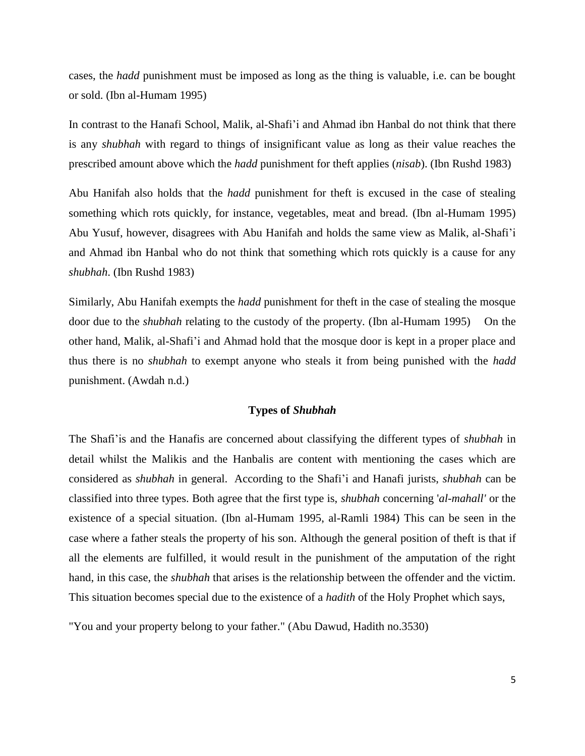cases, the *hadd* punishment must be imposed as long as the thing is valuable, i.e. can be bought or sold. (Ibn al-Humam 1995)

In contrast to the Hanafi School, Malik, al-Shafi'i and Ahmad ibn Hanbal do not think that there is any *shubhah* with regard to things of insignificant value as long as their value reaches the prescribed amount above which the *hadd* punishment for theft applies (*nisab*). (Ibn Rushd 1983)

Abu Hanifah also holds that the *hadd* punishment for theft is excused in the case of stealing something which rots quickly, for instance, vegetables, meat and bread. (Ibn al-Humam 1995) Abu Yusuf, however, disagrees with Abu Hanifah and holds the same view as Malik, al-Shafi'i and Ahmad ibn Hanbal who do not think that something which rots quickly is a cause for any *shubhah*. (Ibn Rushd 1983)

Similarly, Abu Hanifah exempts the *hadd* punishment for theft in the case of stealing the mosque door due to the *shubhah* relating to the custody of the property. (Ibn al-Humam 1995) On the other hand, Malik, al-Shafi'i and Ahmad hold that the mosque door is kept in a proper place and thus there is no *shubhah* to exempt anyone who steals it from being punished with the *hadd* punishment. (Awdah n.d.)

## Types of *Shubhah*

The Shafi'is and the Hanafis are concerned about classifying the different types of *shubhah* in detail whilst the Malikis and the Hanbalis are content with mentioning the cases which are considered as *shubhah* in general. According to the Shafi'i and Hanafi jurists, *shubhah* can be classified into three types. Both agree that the first type is, *shubhah* concerning '*al-mahall'* or the existence of a special situation. (Ibn al-Humam 1995, al-Ramli 1984) This can be seen in the case where a father steals the property of his son. Although the general position of theft is that if all the elements are fulfilled, it would result in the punishment of the amputation of the right hand, in this case, the *shubhah* that arises is the relationship between the offender and the victim. This situation becomes special due to the existence of a *hadith* of the Holy Prophet which says,

"You and your property belong to your father." (Abu Dawud, Hadith no.3530)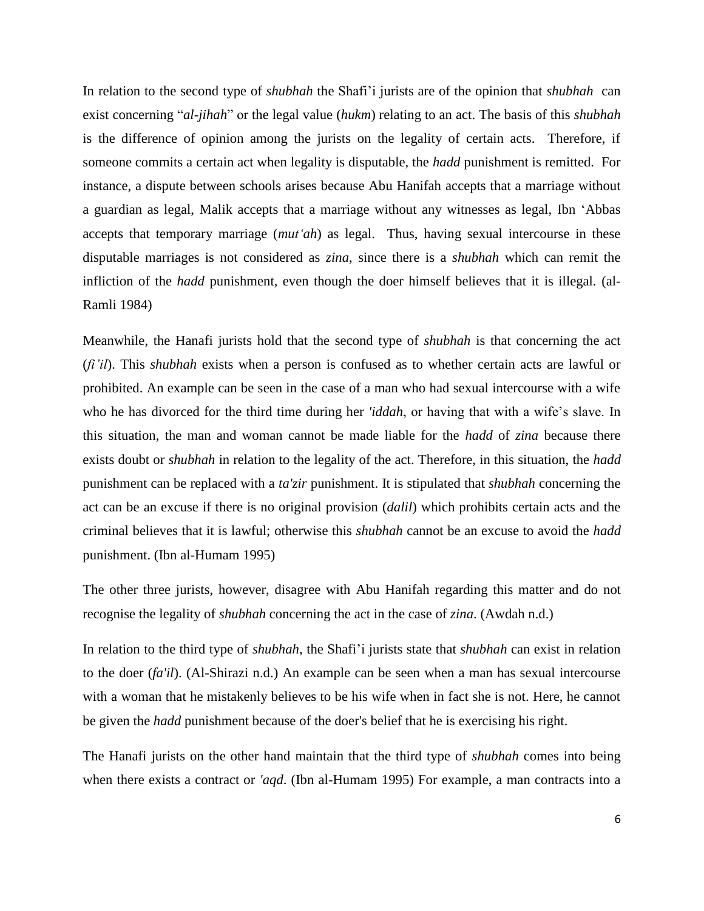In relation to the second type of *shubhah* the Shafi'i jurists are of the opinion that *shubhah* can exist concerning "*al-jihah*" or the legal value (*hukm*) relating to an act. The basis of this *shubhah* is the difference of opinion among the jurists on the legality of certain acts. Therefore, if someone commits a certain act when legality is disputable, the *hadd* punishment is remitted. For instance, a dispute between schools arises because Abu Hanifah accepts that a marriage without a guardian as legal, Malik accepts that a marriage without any witnesses as legal, Ibn 'Abbas accepts that temporary marriage (*mut'ah*) as legal. Thus, having sexual intercourse in these disputable marriages is not considered as *zina*, since there is a *shubhah* which can remit the infliction of the *hadd* punishment, even though the doer himself believes that it is illegal. (al-Ramli 1984)

Meanwhile, the Hanafi jurists hold that the second type of *shubhah* is that concerning the act (*fi'il*). This *shubhah* exists when a person is confused as to whether certain acts are lawful or prohibited. An example can be seen in the case of a man who had sexual intercourse with a wife who he has divorced for the third time during her *'iddah*, or having that with a wife's slave. In this situation, the man and woman cannot be made liable for the *hadd* of *zina* because there exists doubt or *shubhah* in relation to the legality of the act. Therefore, in this situation, the *hadd* punishment can be replaced with a *ta'zir* punishment. It is stipulated that *shubhah* concerning the act can be an excuse if there is no original provision (*dalil*) which prohibits certain acts and the criminal believes that it is lawful; otherwise this *shubhah* cannot be an excuse to avoid the *hadd* punishment. (Ibn al-Humam 1995)

The other three jurists, however, disagree with Abu Hanifah regarding this matter and do not recognise the legality of *shubhah* concerning the act in the case of *zina*. (Awdah n.d.)

In relation to the third type of *shubhah*, the Shafi'i jurists state that *shubhah* can exist in relation to the doer (*fa'il*). (Al-Shirazi n.d.) An example can be seen when a man has sexual intercourse with a woman that he mistakenly believes to be his wife when in fact she is not. Here, he cannot be given the *hadd* punishment because of the doer's belief that he is exercising his right.

The Hanafi jurists on the other hand maintain that the third type of *shubhah* comes into being when there exists a contract or *'aqd*. (Ibn al-Humam 1995) For example, a man contracts into a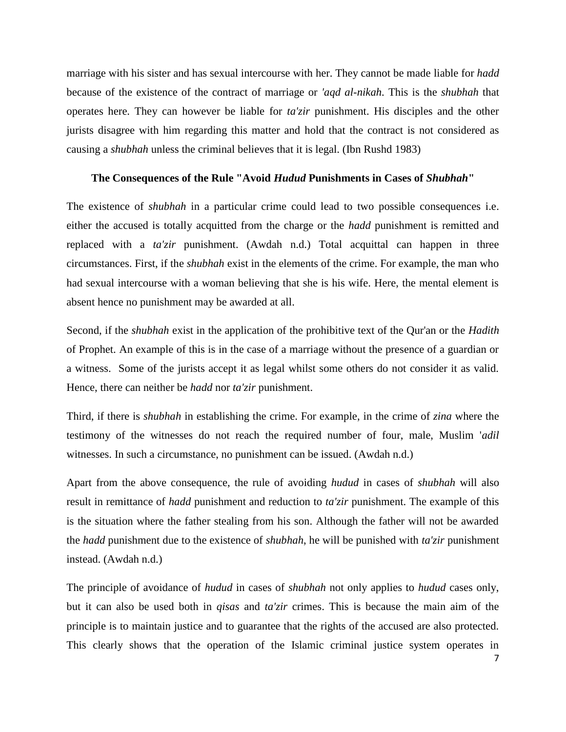marriage with his sister and has sexual intercourse with her. They cannot be made liable for *hadd* because of the existence of the contract of marriage or *'aqd al-nikah*. This is the *shubhah* that operates here. They can however be liable for *ta'zir* punishment. His disciples and the other jurists disagree with him regarding this matter and hold that the contract is not considered as causing a *shubhah* unless the criminal believes that it is legal. (Ibn Rushd 1983)

### The Consequences of the Rule "Avoid *Hudud* Punishments in Cases of *Shubhah*"

The existence of *shubhah* in a particular crime could lead to two possible consequences i.e. either the accused is totally acquitted from the charge or the *hadd* punishment is remitted and replaced with a *ta'zir* punishment. (Awdah n.d.) Total acquittal can happen in three circumstances. First, if the *shubhah* exist in the elements of the crime. For example, the man who had sexual intercourse with a woman believing that she is his wife. Here, the mental element is absent hence no punishment may be awarded at all.

Second, if the *shubhah* exist in the application of the prohibitive text of the Qur'an or the *Hadith* of Prophet. An example of this is in the case of a marriage without the presence of a guardian or a witness. Some of the jurists accept it as legal whilst some others do not consider it as valid. Hence, there can neither be *hadd* nor *ta'zir* punishment.

Third, if there is *shubhah* in establishing the crime. For example, in the crime of *zina* where the testimony of the witnesses do not reach the required number of four, male, Muslim '*adil* witnesses. In such a circumstance, no punishment can be issued. (Awdah n.d.)

Apart from the above consequence, the rule of avoiding *hudud* in cases of *shubhah* will also result in remittance of *hadd* punishment and reduction to *ta'zir* punishment. The example of this is the situation where the father stealing from his son. Although the father will not be awarded the *hadd* punishment due to the existence of *shubhah*, he will be punished with *ta'zir* punishment instead. (Awdah n.d.)

The principle of avoidance of *hudud* in cases of *shubhah* not only applies to *hudud* cases only, but it can also be used both in *qisas* and *ta'zir* crimes. This is because the main aim of the principle is to maintain justice and to guarantee that the rights of the accused are also protected. This clearly shows that the operation of the Islamic criminal justice system operates in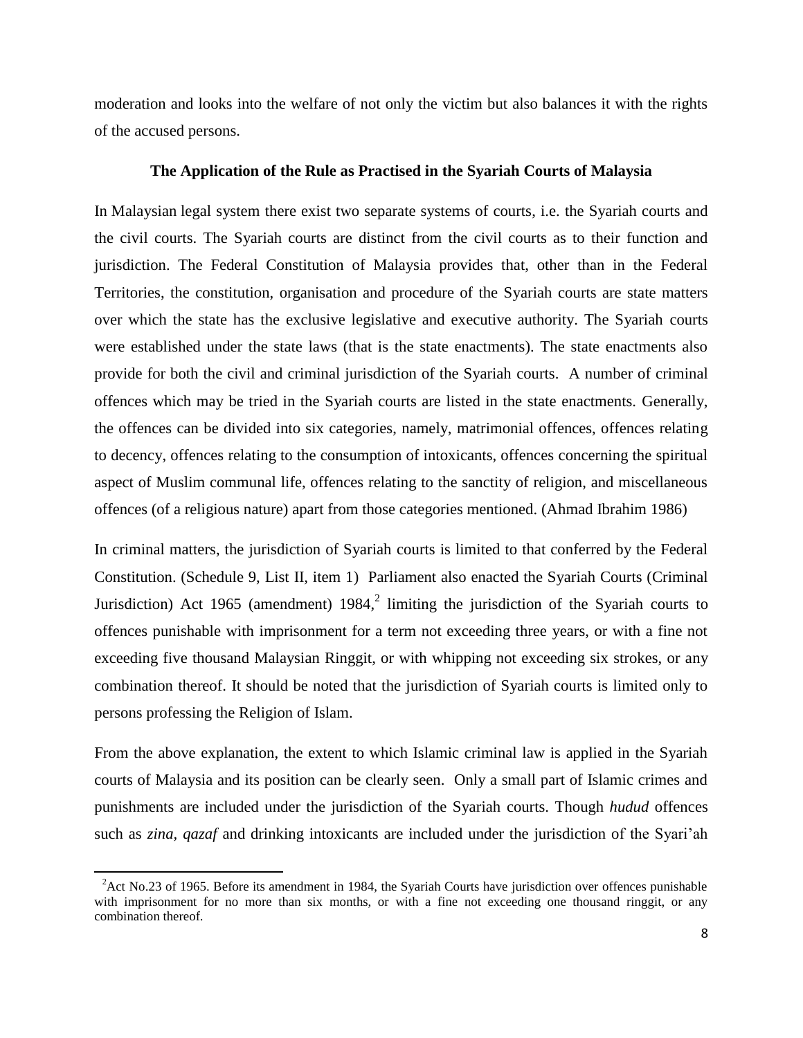moderation and looks into the welfare of not only the victim but also balances it with the rights of the accused persons.

### The Application of the Rule as Practised in the Syariah Courts of Malaysia

In Malaysian legal system there exist two separate systems of courts, i.e. the Syariah courts and the civil courts. The Syariah courts are distinct from the civil courts as to their function and jurisdiction. The Federal Constitution of Malaysia provides that, other than in the Federal Territories, the constitution, organisation and procedure of the Syariah courts are state matters over which the state has the exclusive legislative and executive authority. The Syariah courts were established under the state laws (that is the state enactments). The state enactments also provide for both the civil and criminal jurisdiction of the Syariah courts. A number of criminal offences which may be tried in the Syariah courts are listed in the state enactments. Generally, the offences can be divided into six categories, namely, matrimonial offences, offences relating to decency, offences relating to the consumption of intoxicants, offences concerning the spiritual aspect of Muslim communal life, offences relating to the sanctity of religion, and miscellaneous offences (of a religious nature) apart from those categories mentioned. (Ahmad Ibrahim 1986)

In criminal matters, the jurisdiction of Syariah courts is limited to that conferred by the Federal Constitution. (Schedule 9, List II, item 1) Parliament also enacted the Syariah Courts (Criminal Jurisdiction) Act 1965 (amendment) 1984,[2] limiting the jurisdiction of the Syariah courts to offences punishable with imprisonment for a term not exceeding three years, or with a fine not exceeding five thousand Malaysian Ringgit, or with whipping not exceeding six strokes, or any combination thereof. It should be noted that the jurisdiction of Syariah courts is limited only to persons professing the Religion of Islam.

From the above explanation, the extent to which Islamic criminal law is applied in the Syariah courts of Malaysia and its position can be clearly seen. Only a small part of Islamic crimes and punishments are included under the jurisdiction of the Syariah courts. Though *hudud* offences such as *zina*, *qazaf* and drinking intoxicants are included under the jurisdiction of the Syari'ah

[2]Act No.23 of 1965. Before its amendment in 1984, the Syariah Courts have jurisdiction over offences punishable with imprisonment for no more than six months, or with a fine not exceeding one thousand ringgit, or any combination thereof.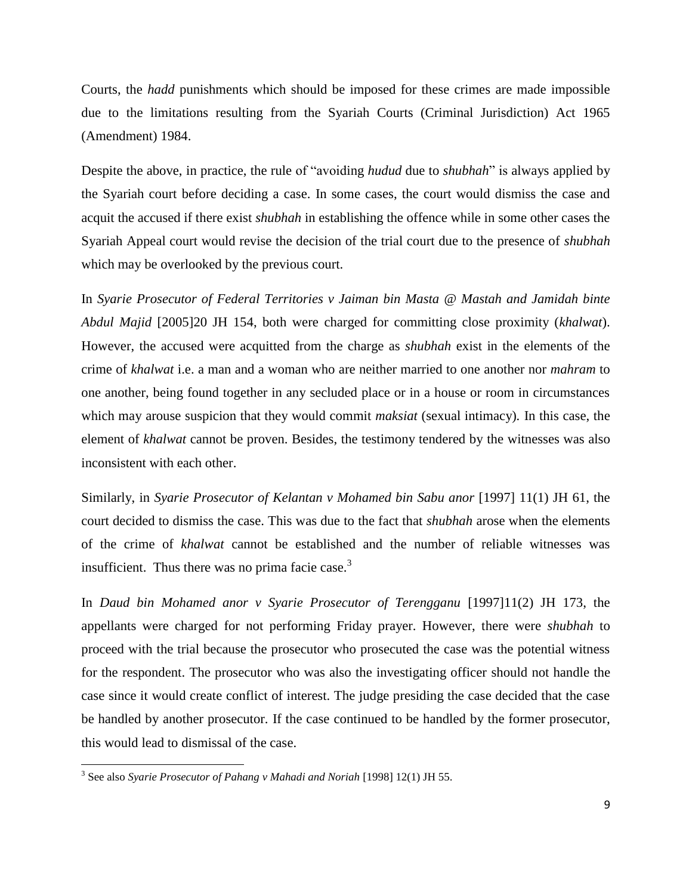Courts, the *hadd* punishments which should be imposed for these crimes are made impossible due to the limitations resulting from the Syariah Courts (Criminal Jurisdiction) Act 1965 (Amendment) 1984.

Despite the above, in practice, the rule of "avoiding *hudud* due to *shubhah*" is always applied by the Syariah court before deciding a case. In some cases, the court would dismiss the case and acquit the accused if there exist *shubhah* in establishing the offence while in some other cases the Syariah Appeal court would revise the decision of the trial court due to the presence of *shubhah* which may be overlooked by the previous court.

In *Syarie Prosecutor of Federal Territories v Jaiman bin Masta @ Mastah and Jamidah binte Abdul Majid* [2005]20 JH 154, both were charged for committing close proximity (*khalwat*). However, the accused were acquitted from the charge as *shubhah* exist in the elements of the crime of *khalwat* i.e. a man and a woman who are neither married to one another nor *mahram* to one another, being found together in any secluded place or in a house or room in circumstances which may arouse suspicion that they would commit *maksiat* (sexual intimacy). In this case, the element of *khalwat* cannot be proven. Besides, the testimony tendered by the witnesses was also inconsistent with each other.

Similarly, in *Syarie Prosecutor of Kelantan v Mohamed bin Sabu anor* [1997] 11(1) JH 61, the court decided to dismiss the case. This was due to the fact that *shubhah* arose when the elements of the crime of *khalwat* cannot be established and the number of reliable witnesses was insufficient. Thus there was no prima facie case.[3]

In *Daud bin Mohamed anor v Syarie Prosecutor of Terengganu* [1997]11(2) JH 173, the appellants were charged for not performing Friday prayer. However, there were *shubhah* to proceed with the trial because the prosecutor who prosecuted the case was the potential witness for the respondent. The prosecutor who was also the investigating officer should not handle the case since it would create conflict of interest. The judge presiding the case decided that the case be handled by another prosecutor. If the case continued to be handled by the former prosecutor, this would lead to dismissal of the case.

---

[3] See also *Syarie Prosecutor of Pahang v Mahadi and Noriah* [1998] 12(1) JH 55.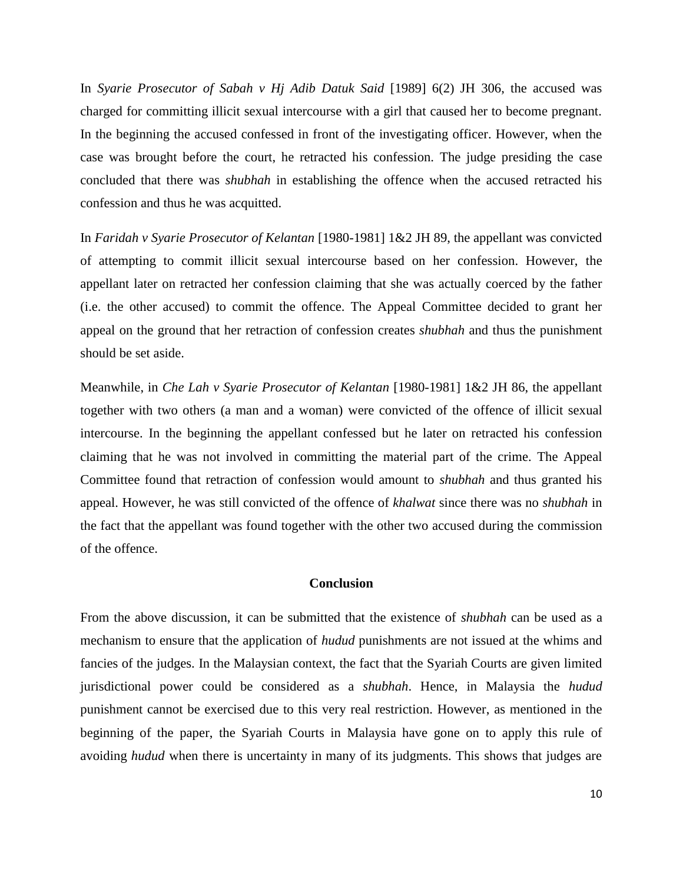In *Syarie Prosecutor of Sabah v Hj Adib Datuk Said* [1989] 6(2) JH 306, the accused was charged for committing illicit sexual intercourse with a girl that caused her to become pregnant. In the beginning the accused confessed in front of the investigating officer. However, when the case was brought before the court, he retracted his confession. The judge presiding the case concluded that there was *shubhah* in establishing the offence when the accused retracted his confession and thus he was acquitted.

In *Faridah v Syarie Prosecutor of Kelantan* [1980-1981] 1&2 JH 89, the appellant was convicted of attempting to commit illicit sexual intercourse based on her confession. However, the appellant later on retracted her confession claiming that she was actually coerced by the father (i.e. the other accused) to commit the offence. The Appeal Committee decided to grant her appeal on the ground that her retraction of confession creates *shubhah* and thus the punishment should be set aside.

Meanwhile, in *Che Lah v Syarie Prosecutor of Kelantan* [1980-1981] 1&2 JH 86, the appellant together with two others (a man and a woman) were convicted of the offence of illicit sexual intercourse. In the beginning the appellant confessed but he later on retracted his confession claiming that he was not involved in committing the material part of the crime. The Appeal Committee found that retraction of confession would amount to *shubhah* and thus granted his appeal. However, he was still convicted of the offence of *khalwat* since there was no *shubhah* in the fact that the appellant was found together with the other two accused during the commission of the offence.

## Conclusion

From the above discussion, it can be submitted that the existence of *shubhah* can be used as a mechanism to ensure that the application of *hudud* punishments are not issued at the whims and fancies of the judges. In the Malaysian context, the fact that the Syariah Courts are given limited jurisdictional power could be considered as a *shubhah*. Hence, in Malaysia the *hudud* punishment cannot be exercised due to this very real restriction. However, as mentioned in the beginning of the paper, the Syariah Courts in Malaysia have gone on to apply this rule of avoiding *hudud* when there is uncertainty in many of its judgments. This shows that judges are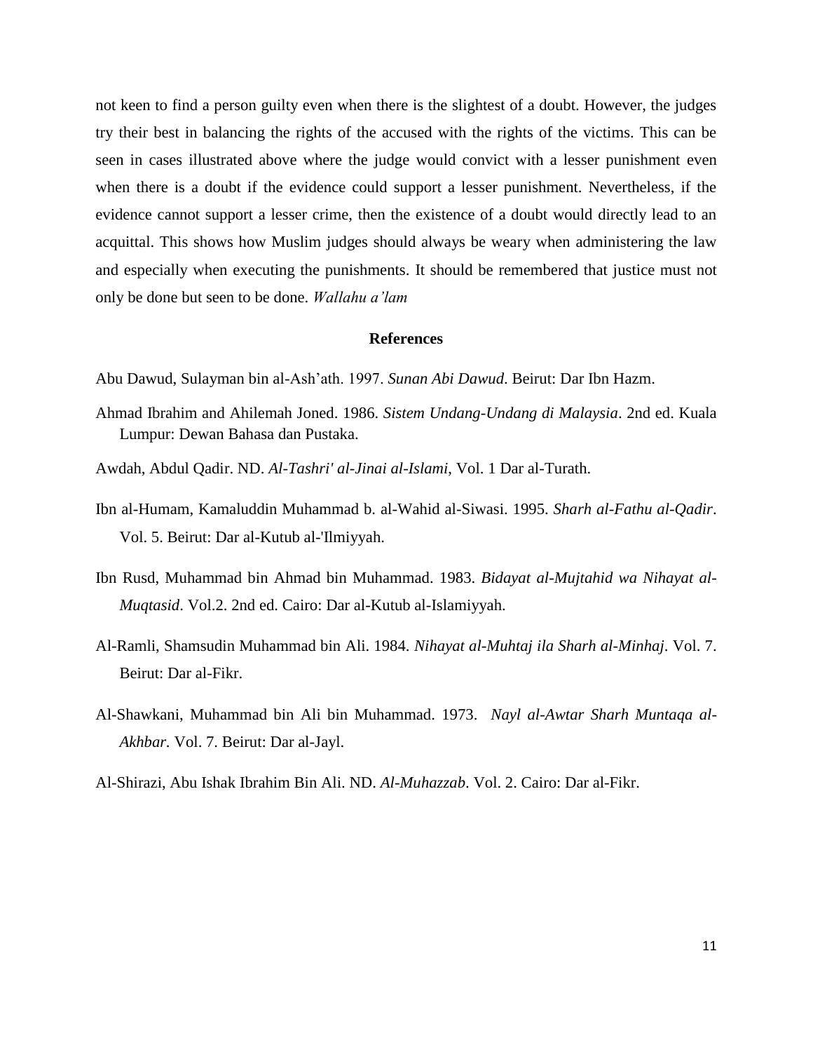not keen to find a person guilty even when there is the slightest of a doubt. However, the judges try their best in balancing the rights of the accused with the rights of the victims. This can be seen in cases illustrated above where the judge would convict with a lesser punishment even when there is a doubt if the evidence could support a lesser punishment. Nevertheless, if the evidence cannot support a lesser crime, then the existence of a doubt would directly lead to an acquittal. This shows how Muslim judges should always be weary when administering the law and especially when executing the punishments. It should be remembered that justice must not only be done but seen to be done. *Wallahu a'lam*

## References

Abu Dawud, Sulayman bin al-Ash'ath. 1997. *Sunan Abi Dawud*. Beirut: Dar Ibn Hazm.

Ahmad Ibrahim and Ahilemah Joned. 1986. *Sistem Undang-Undang di Malaysia*. 2nd ed. Kuala Lumpur: Dewan Bahasa dan Pustaka.

Awdah, Abdul Qadir. ND. *Al-Tashri' al-Jinai al-Islami*, Vol. 1 Dar al-Turath.

Ibn al-Humam, Kamaluddin Muhammad b. al-Wahid al-Siwasi. 1995. *Sharh al-Fathu al-Qadir*. Vol. 5. Beirut: Dar al-Kutub al-'Ilmiyyah.

Ibn Rusd, Muhammad bin Ahmad bin Muhammad. 1983. *Bidayat al-Mujtahid wa Nihayat al-Muqtasid*. Vol.2. 2nd ed. Cairo: Dar al-Kutub al-Islamiyyah.

Al-Ramli, Shamsudin Muhammad bin Ali. 1984. *Nihayat al-Muhtaj ila Sharh al-Minhaj*. Vol. 7. Beirut: Dar al-Fikr.

Al-Shawkani, Muhammad bin Ali bin Muhammad. 1973. *Nayl al-Awtar Sharh Muntaqa al-Akhbar.* Vol. 7. Beirut: Dar al-Jayl.

Al-Shirazi, Abu Ishak Ibrahim Bin Ali. ND. *Al-Muhazzab*. Vol. 2. Cairo: Dar al-Fikr.